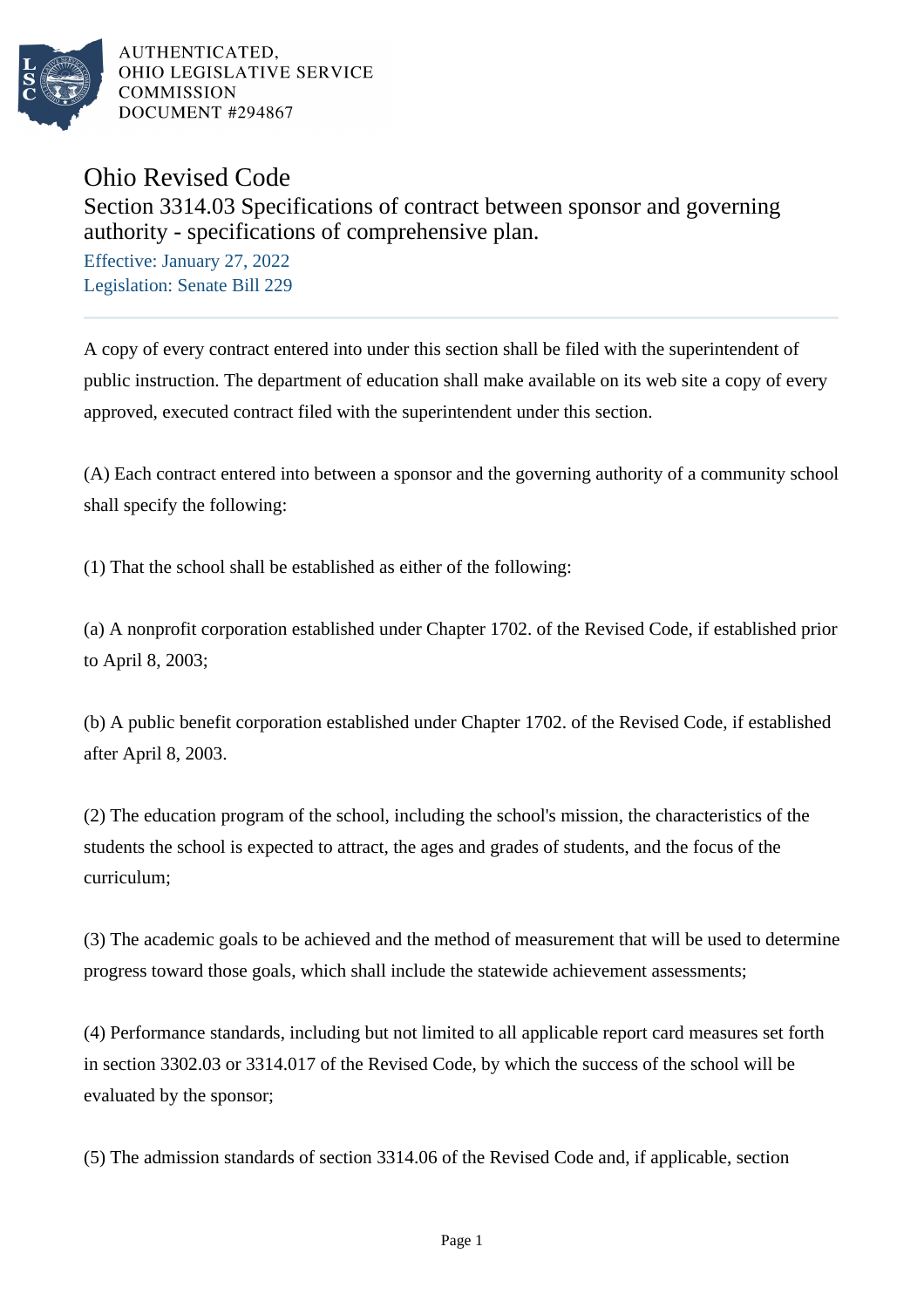AUTHENTICATED,
OHIO LEGISLATIVE SERVICE
COMMISSION
DOCUMENT #294867

# Ohio Revised Code

## Section 3314.03 Specifications of contract between sponsor and governing authority - specifications of comprehensive plan.

Effective: January 27, 2022
Legislation: Senate Bill 229

---

A copy of every contract entered into under this section shall be filed with the superintendent of public instruction. The department of education shall make available on its web site a copy of every approved, executed contract filed with the superintendent under this section.

(A) Each contract entered into between a sponsor and the governing authority of a community school shall specify the following:

(1) That the school shall be established as either of the following:

(a) A nonprofit corporation established under Chapter 1702. of the Revised Code, if established prior to April 8, 2003;

(b) A public benefit corporation established under Chapter 1702. of the Revised Code, if established after April 8, 2003.

(2) The education program of the school, including the school's mission, the characteristics of the students the school is expected to attract, the ages and grades of students, and the focus of the curriculum;

(3) The academic goals to be achieved and the method of measurement that will be used to determine progress toward those goals, which shall include the statewide achievement assessments;

(4) Performance standards, including but not limited to all applicable report card measures set forth in section 3302.03 or 3314.017 of the Revised Code, by which the success of the school will be evaluated by the sponsor;

(5) The admission standards of section 3314.06 of the Revised Code and, if applicable, section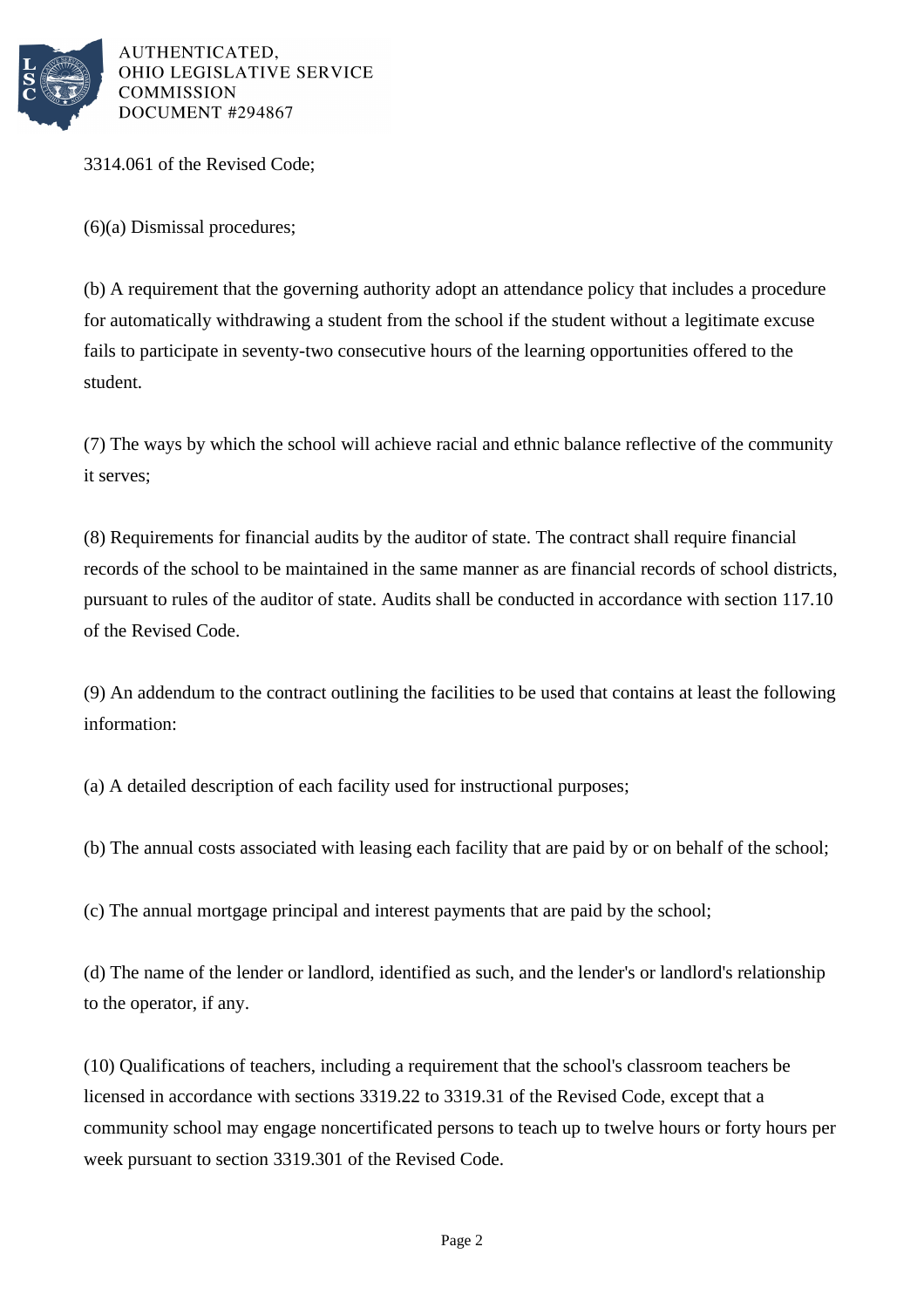3314.061 of the Revised Code;

(6)(a) Dismissal procedures;

(b) A requirement that the governing authority adopt an attendance policy that includes a procedure for automatically withdrawing a student from the school if the student without a legitimate excuse fails to participate in seventy-two consecutive hours of the learning opportunities offered to the student.

(7) The ways by which the school will achieve racial and ethnic balance reflective of the community it serves;

(8) Requirements for financial audits by the auditor of state. The contract shall require financial records of the school to be maintained in the same manner as are financial records of school districts, pursuant to rules of the auditor of state. Audits shall be conducted in accordance with section 117.10 of the Revised Code.

(9) An addendum to the contract outlining the facilities to be used that contains at least the following information:

(a) A detailed description of each facility used for instructional purposes;

(b) The annual costs associated with leasing each facility that are paid by or on behalf of the school;

(c) The annual mortgage principal and interest payments that are paid by the school;

(d) The name of the lender or landlord, identified as such, and the lender's or landlord's relationship to the operator, if any.

(10) Qualifications of teachers, including a requirement that the school's classroom teachers be licensed in accordance with sections 3319.22 to 3319.31 of the Revised Code, except that a community school may engage noncertificated persons to teach up to twelve hours or forty hours per week pursuant to section 3319.301 of the Revised Code.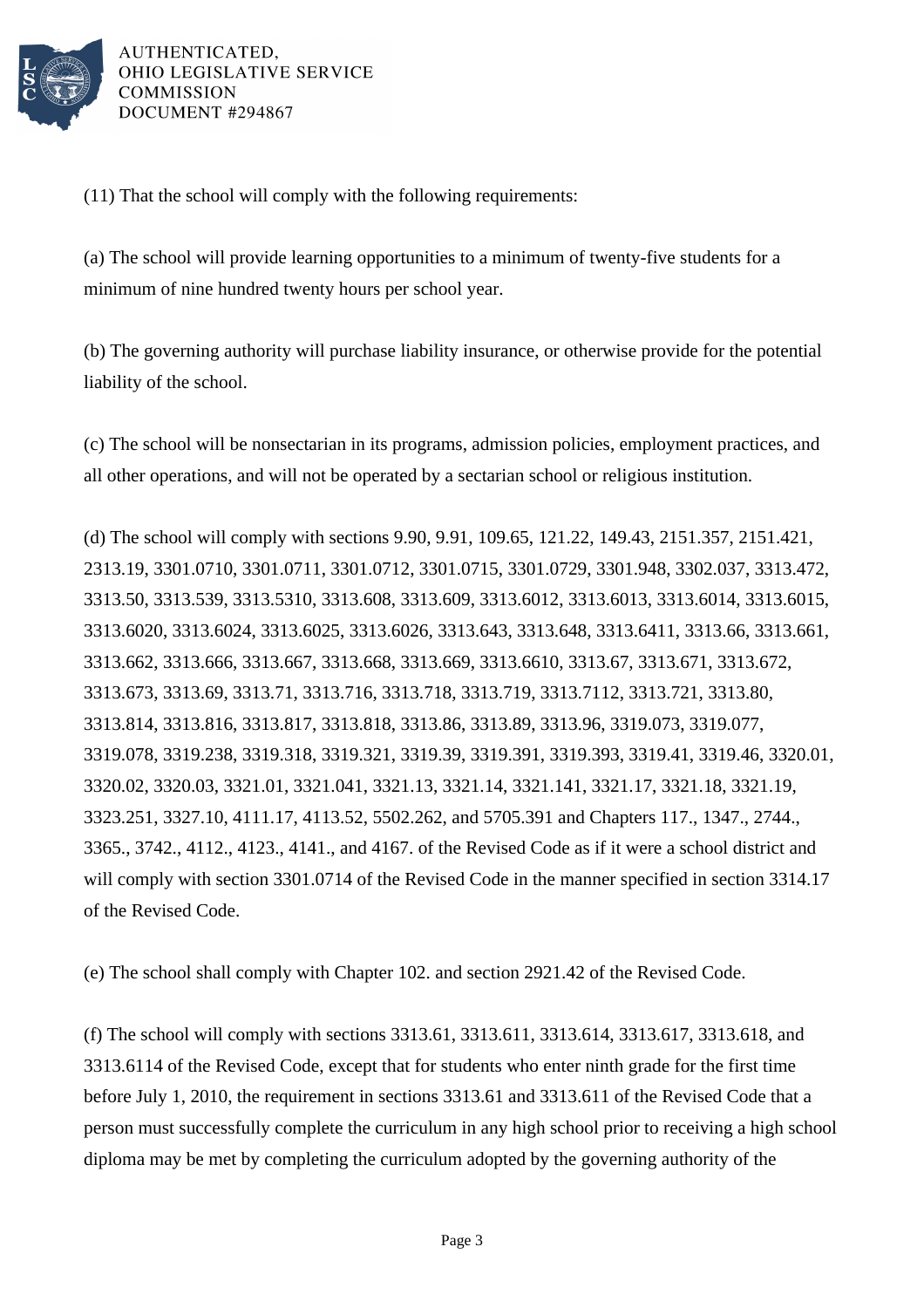(11) That the school will comply with the following requirements:

(a) The school will provide learning opportunities to a minimum of twenty-five students for a minimum of nine hundred twenty hours per school year.

(b) The governing authority will purchase liability insurance, or otherwise provide for the potential liability of the school.

(c) The school will be nonsectarian in its programs, admission policies, employment practices, and all other operations, and will not be operated by a sectarian school or religious institution.

(d) The school will comply with sections 9.90, 9.91, 109.65, 121.22, 149.43, 2151.357, 2151.421, 2313.19, 3301.0710, 3301.0711, 3301.0712, 3301.0715, 3301.0729, 3301.948, 3302.037, 3313.472, 3313.50, 3313.539, 3313.5310, 3313.608, 3313.609, 3313.6012, 3313.6013, 3313.6014, 3313.6015, 3313.6020, 3313.6024, 3313.6025, 3313.6026, 3313.643, 3313.648, 3313.6411, 3313.66, 3313.661, 3313.662, 3313.666, 3313.667, 3313.668, 3313.669, 3313.6610, 3313.67, 3313.671, 3313.672, 3313.673, 3313.69, 3313.71, 3313.716, 3313.718, 3313.719, 3313.7112, 3313.721, 3313.80, 3313.814, 3313.816, 3313.817, 3313.818, 3313.86, 3313.89, 3313.96, 3319.073, 3319.077, 3319.078, 3319.238, 3319.318, 3319.321, 3319.39, 3319.391, 3319.393, 3319.41, 3319.46, 3320.01, 3320.02, 3320.03, 3321.01, 3321.041, 3321.13, 3321.14, 3321.141, 3321.17, 3321.18, 3321.19, 3323.251, 3327.10, 4111.17, 4113.52, 5502.262, and 5705.391 and Chapters 117., 1347., 2744., 3365., 3742., 4112., 4123., 4141., and 4167. of the Revised Code as if it were a school district and will comply with section 3301.0714 of the Revised Code in the manner specified in section 3314.17 of the Revised Code.

(e) The school shall comply with Chapter 102. and section 2921.42 of the Revised Code.

(f) The school will comply with sections 3313.61, 3313.611, 3313.614, 3313.617, 3313.618, and 3313.6114 of the Revised Code, except that for students who enter ninth grade for the first time before July 1, 2010, the requirement in sections 3313.61 and 3313.611 of the Revised Code that a person must successfully complete the curriculum in any high school prior to receiving a high school diploma may be met by completing the curriculum adopted by the governing authority of the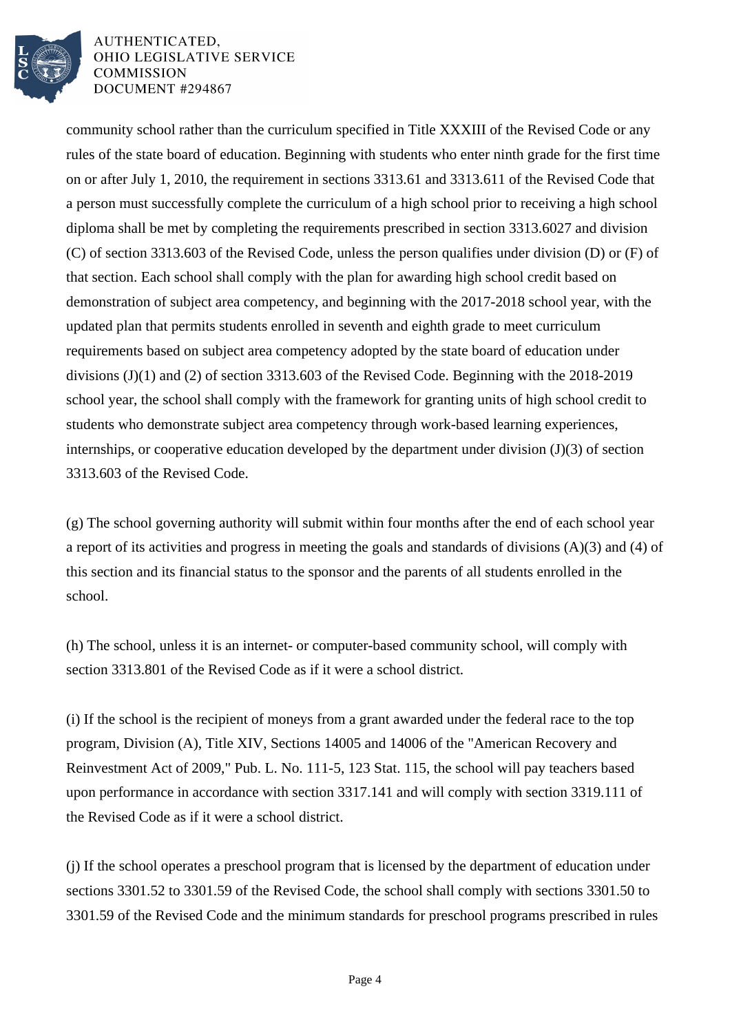community school rather than the curriculum specified in Title XXXIII of the Revised Code or any rules of the state board of education. Beginning with students who enter ninth grade for the first time on or after July 1, 2010, the requirement in sections 3313.61 and 3313.611 of the Revised Code that a person must successfully complete the curriculum of a high school prior to receiving a high school diploma shall be met by completing the requirements prescribed in section 3313.6027 and division (C) of section 3313.603 of the Revised Code, unless the person qualifies under division (D) or (F) of that section. Each school shall comply with the plan for awarding high school credit based on demonstration of subject area competency, and beginning with the 2017-2018 school year, with the updated plan that permits students enrolled in seventh and eighth grade to meet curriculum requirements based on subject area competency adopted by the state board of education under divisions (J)(1) and (2) of section 3313.603 of the Revised Code. Beginning with the 2018-2019 school year, the school shall comply with the framework for granting units of high school credit to students who demonstrate subject area competency through work-based learning experiences, internships, or cooperative education developed by the department under division (J)(3) of section 3313.603 of the Revised Code.

(g) The school governing authority will submit within four months after the end of each school year a report of its activities and progress in meeting the goals and standards of divisions (A)(3) and (4) of this section and its financial status to the sponsor and the parents of all students enrolled in the school.

(h) The school, unless it is an internet- or computer-based community school, will comply with section 3313.801 of the Revised Code as if it were a school district.

(i) If the school is the recipient of moneys from a grant awarded under the federal race to the top program, Division (A), Title XIV, Sections 14005 and 14006 of the "American Recovery and Reinvestment Act of 2009," Pub. L. No. 111-5, 123 Stat. 115, the school will pay teachers based upon performance in accordance with section 3317.141 and will comply with section 3319.111 of the Revised Code as if it were a school district.

(j) If the school operates a preschool program that is licensed by the department of education under sections 3301.52 to 3301.59 of the Revised Code, the school shall comply with sections 3301.50 to 3301.59 of the Revised Code and the minimum standards for preschool programs prescribed in rules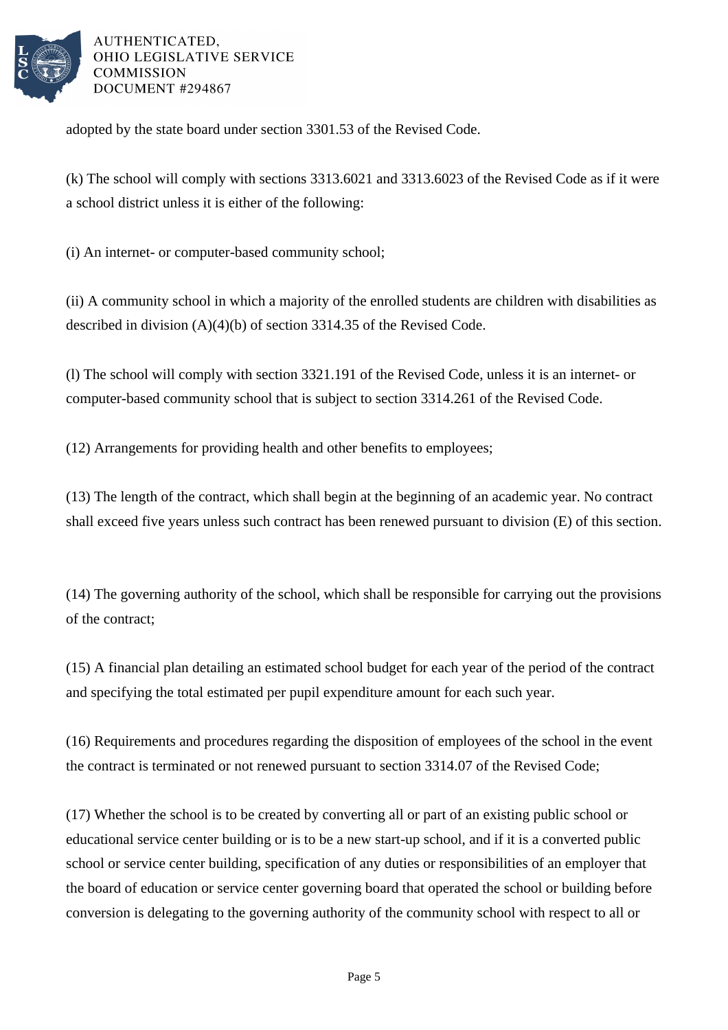adopted by the state board under section 3301.53 of the Revised Code.

(k) The school will comply with sections 3313.6021 and 3313.6023 of the Revised Code as if it were a school district unless it is either of the following:

(i) An internet- or computer-based community school;

(ii) A community school in which a majority of the enrolled students are children with disabilities as described in division (A)(4)(b) of section 3314.35 of the Revised Code.

(l) The school will comply with section 3321.191 of the Revised Code, unless it is an internet- or computer-based community school that is subject to section 3314.261 of the Revised Code.

(12) Arrangements for providing health and other benefits to employees;

(13) The length of the contract, which shall begin at the beginning of an academic year. No contract shall exceed five years unless such contract has been renewed pursuant to division (E) of this section.

(14) The governing authority of the school, which shall be responsible for carrying out the provisions of the contract;

(15) A financial plan detailing an estimated school budget for each year of the period of the contract and specifying the total estimated per pupil expenditure amount for each such year.

(16) Requirements and procedures regarding the disposition of employees of the school in the event the contract is terminated or not renewed pursuant to section 3314.07 of the Revised Code;

(17) Whether the school is to be created by converting all or part of an existing public school or educational service center building or is to be a new start-up school, and if it is a converted public school or service center building, specification of any duties or responsibilities of an employer that the board of education or service center governing board that operated the school or building before conversion is delegating to the governing authority of the community school with respect to all or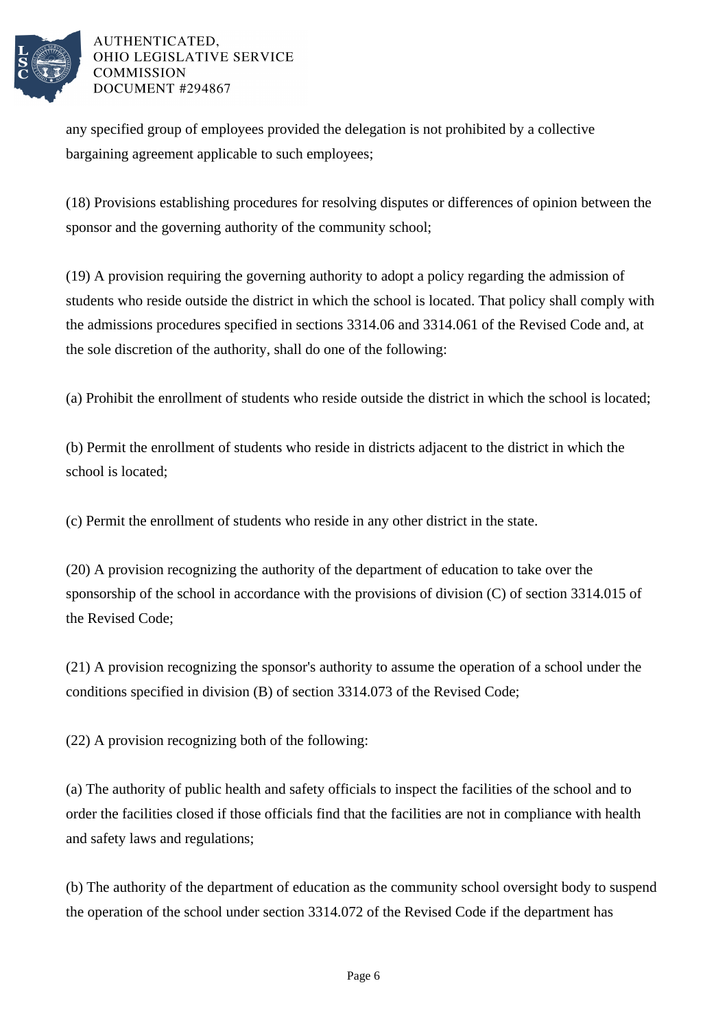any specified group of employees provided the delegation is not prohibited by a collective bargaining agreement applicable to such employees;

(18) Provisions establishing procedures for resolving disputes or differences of opinion between the sponsor and the governing authority of the community school;

(19) A provision requiring the governing authority to adopt a policy regarding the admission of students who reside outside the district in which the school is located. That policy shall comply with the admissions procedures specified in sections 3314.06 and 3314.061 of the Revised Code and, at the sole discretion of the authority, shall do one of the following:

(a) Prohibit the enrollment of students who reside outside the district in which the school is located;

(b) Permit the enrollment of students who reside in districts adjacent to the district in which the school is located;

(c) Permit the enrollment of students who reside in any other district in the state.

(20) A provision recognizing the authority of the department of education to take over the sponsorship of the school in accordance with the provisions of division (C) of section 3314.015 of the Revised Code;

(21) A provision recognizing the sponsor's authority to assume the operation of a school under the conditions specified in division (B) of section 3314.073 of the Revised Code;

(22) A provision recognizing both of the following:

(a) The authority of public health and safety officials to inspect the facilities of the school and to order the facilities closed if those officials find that the facilities are not in compliance with health and safety laws and regulations;

(b) The authority of the department of education as the community school oversight body to suspend the operation of the school under section 3314.072 of the Revised Code if the department has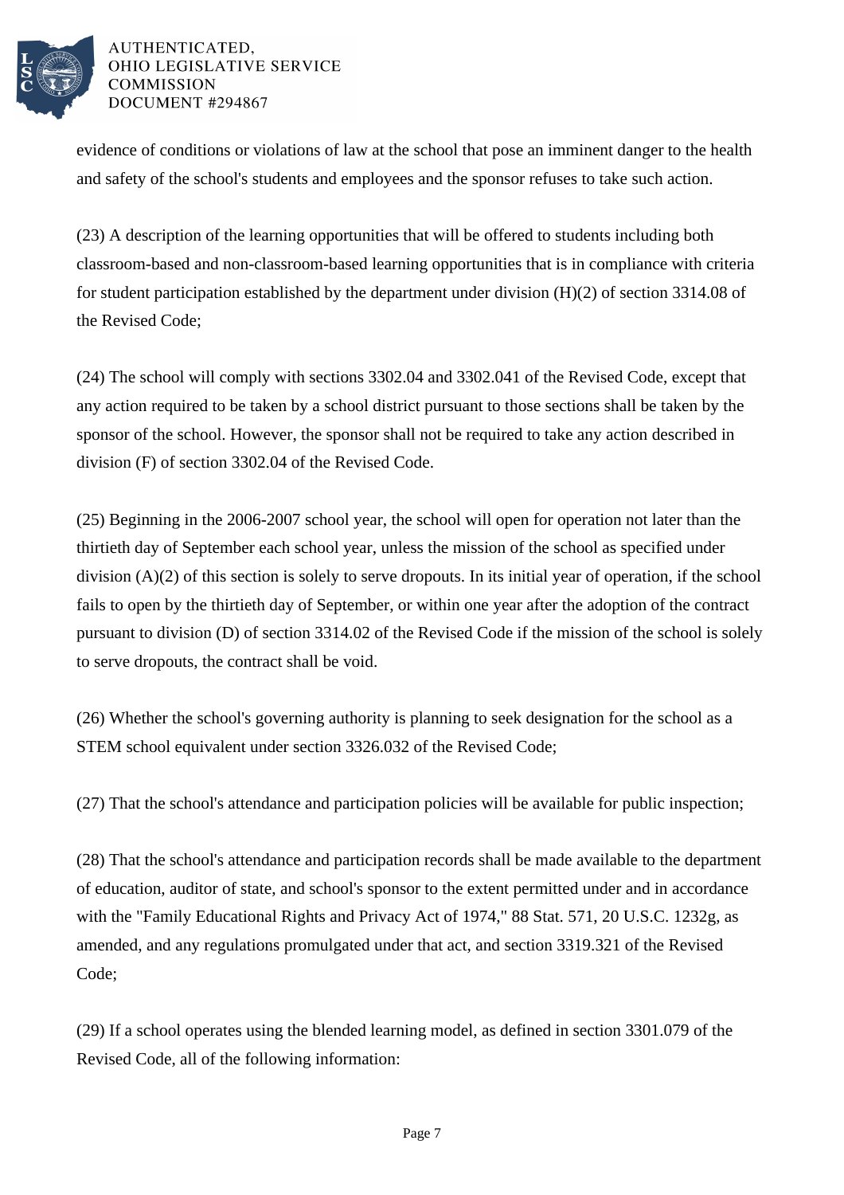evidence of conditions or violations of law at the school that pose an imminent danger to the health and safety of the school's students and employees and the sponsor refuses to take such action.

(23) A description of the learning opportunities that will be offered to students including both classroom-based and non-classroom-based learning opportunities that is in compliance with criteria for student participation established by the department under division (H)(2) of section 3314.08 of the Revised Code;

(24) The school will comply with sections 3302.04 and 3302.041 of the Revised Code, except that any action required to be taken by a school district pursuant to those sections shall be taken by the sponsor of the school. However, the sponsor shall not be required to take any action described in division (F) of section 3302.04 of the Revised Code.

(25) Beginning in the 2006-2007 school year, the school will open for operation not later than the thirtieth day of September each school year, unless the mission of the school as specified under division (A)(2) of this section is solely to serve dropouts. In its initial year of operation, if the school fails to open by the thirtieth day of September, or within one year after the adoption of the contract pursuant to division (D) of section 3314.02 of the Revised Code if the mission of the school is solely to serve dropouts, the contract shall be void.

(26) Whether the school's governing authority is planning to seek designation for the school as a STEM school equivalent under section 3326.032 of the Revised Code;

(27) That the school's attendance and participation policies will be available for public inspection;

(28) That the school's attendance and participation records shall be made available to the department of education, auditor of state, and school's sponsor to the extent permitted under and in accordance with the "Family Educational Rights and Privacy Act of 1974," 88 Stat. 571, 20 U.S.C. 1232g, as amended, and any regulations promulgated under that act, and section 3319.321 of the Revised Code;

(29) If a school operates using the blended learning model, as defined in section 3301.079 of the Revised Code, all of the following information: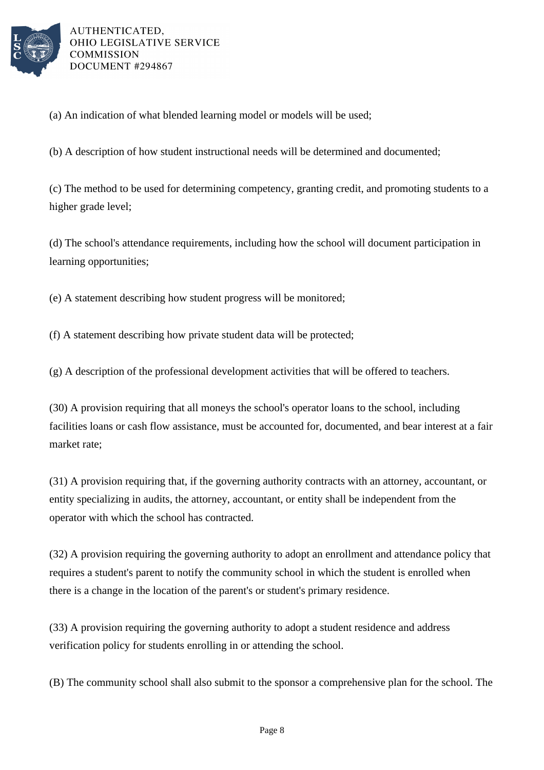(a) An indication of what blended learning model or models will be used;

(b) A description of how student instructional needs will be determined and documented;

(c) The method to be used for determining competency, granting credit, and promoting students to a higher grade level;

(d) The school's attendance requirements, including how the school will document participation in learning opportunities;

(e) A statement describing how student progress will be monitored;

(f) A statement describing how private student data will be protected;

(g) A description of the professional development activities that will be offered to teachers.

(30) A provision requiring that all moneys the school's operator loans to the school, including facilities loans or cash flow assistance, must be accounted for, documented, and bear interest at a fair market rate;

(31) A provision requiring that, if the governing authority contracts with an attorney, accountant, or entity specializing in audits, the attorney, accountant, or entity shall be independent from the operator with which the school has contracted.

(32) A provision requiring the governing authority to adopt an enrollment and attendance policy that requires a student's parent to notify the community school in which the student is enrolled when there is a change in the location of the parent's or student's primary residence.

(33) A provision requiring the governing authority to adopt a student residence and address verification policy for students enrolling in or attending the school.

(B) The community school shall also submit to the sponsor a comprehensive plan for the school. The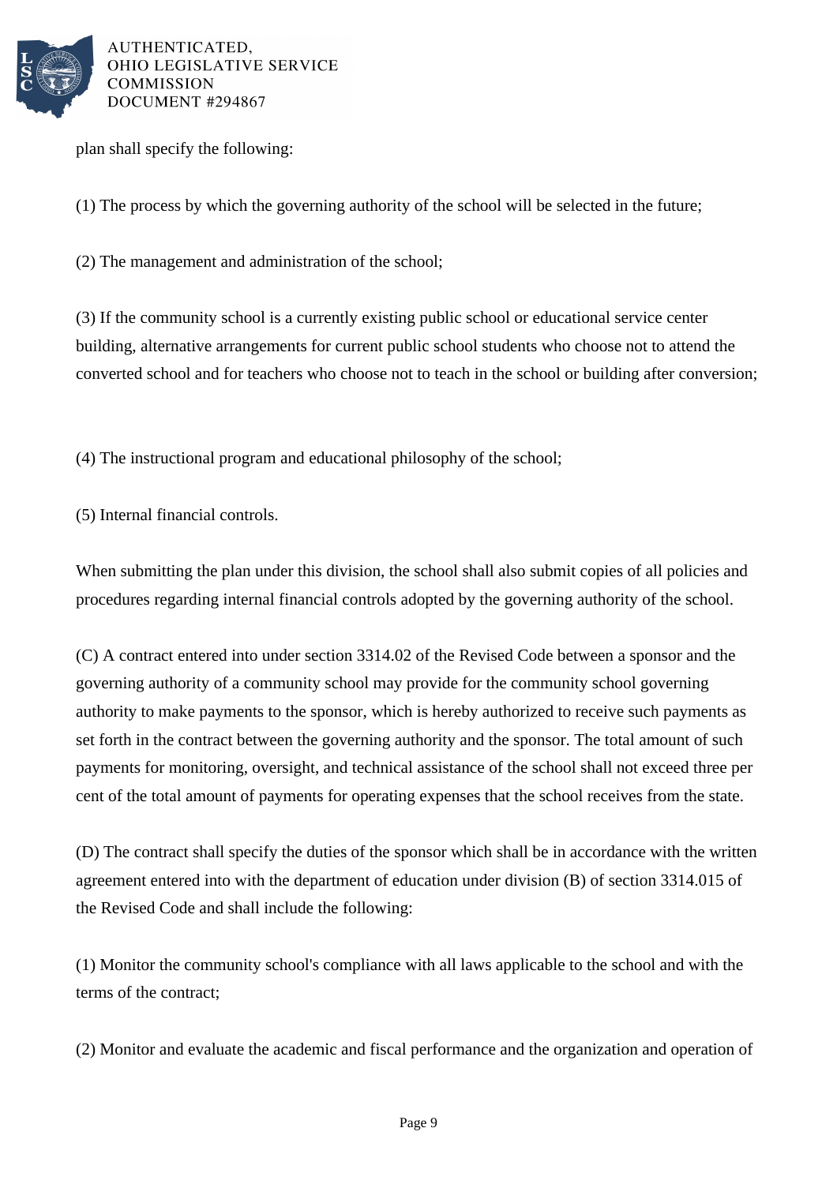plan shall specify the following:

(1) The process by which the governing authority of the school will be selected in the future;

(2) The management and administration of the school;

(3) If the community school is a currently existing public school or educational service center building, alternative arrangements for current public school students who choose not to attend the converted school and for teachers who choose not to teach in the school or building after conversion;

(4) The instructional program and educational philosophy of the school;

(5) Internal financial controls.

When submitting the plan under this division, the school shall also submit copies of all policies and procedures regarding internal financial controls adopted by the governing authority of the school.

(C) A contract entered into under section 3314.02 of the Revised Code between a sponsor and the governing authority of a community school may provide for the community school governing authority to make payments to the sponsor, which is hereby authorized to receive such payments as set forth in the contract between the governing authority and the sponsor. The total amount of such payments for monitoring, oversight, and technical assistance of the school shall not exceed three per cent of the total amount of payments for operating expenses that the school receives from the state.

(D) The contract shall specify the duties of the sponsor which shall be in accordance with the written agreement entered into with the department of education under division (B) of section 3314.015 of the Revised Code and shall include the following:

(1) Monitor the community school's compliance with all laws applicable to the school and with the terms of the contract;

(2) Monitor and evaluate the academic and fiscal performance and the organization and operation of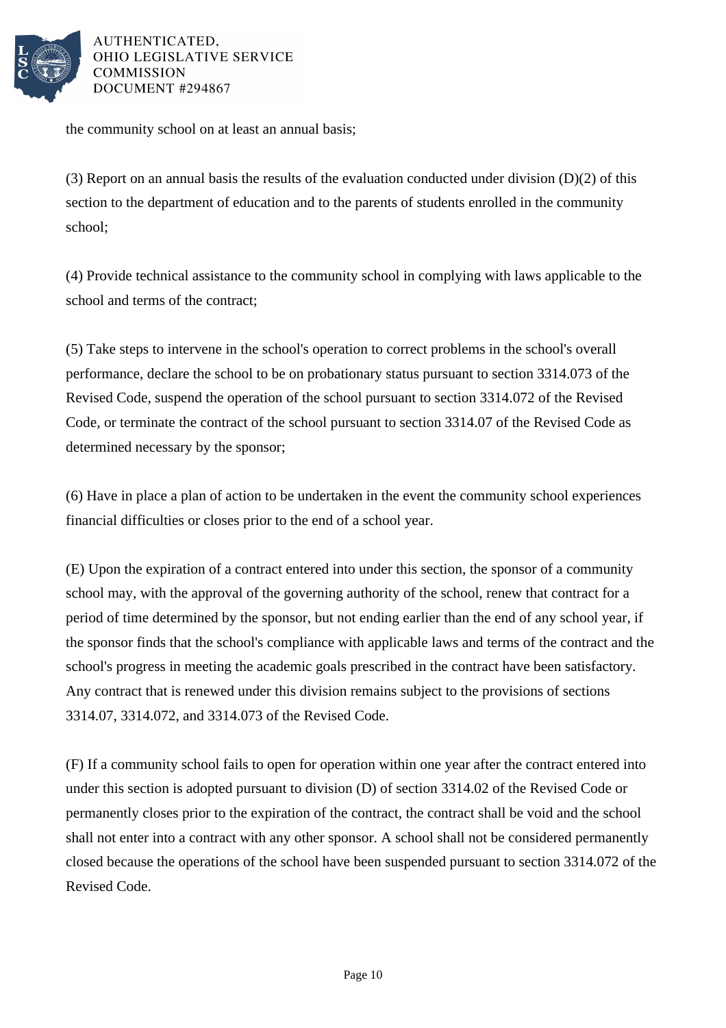the community school on at least an annual basis;

(3) Report on an annual basis the results of the evaluation conducted under division (D)(2) of this section to the department of education and to the parents of students enrolled in the community school;

(4) Provide technical assistance to the community school in complying with laws applicable to the school and terms of the contract;

(5) Take steps to intervene in the school's operation to correct problems in the school's overall performance, declare the school to be on probationary status pursuant to section 3314.073 of the Revised Code, suspend the operation of the school pursuant to section 3314.072 of the Revised Code, or terminate the contract of the school pursuant to section 3314.07 of the Revised Code as determined necessary by the sponsor;

(6) Have in place a plan of action to be undertaken in the event the community school experiences financial difficulties or closes prior to the end of a school year.

(E) Upon the expiration of a contract entered into under this section, the sponsor of a community school may, with the approval of the governing authority of the school, renew that contract for a period of time determined by the sponsor, but not ending earlier than the end of any school year, if the sponsor finds that the school's compliance with applicable laws and terms of the contract and the school's progress in meeting the academic goals prescribed in the contract have been satisfactory. Any contract that is renewed under this division remains subject to the provisions of sections 3314.07, 3314.072, and 3314.073 of the Revised Code.

(F) If a community school fails to open for operation within one year after the contract entered into under this section is adopted pursuant to division (D) of section 3314.02 of the Revised Code or permanently closes prior to the expiration of the contract, the contract shall be void and the school shall not enter into a contract with any other sponsor. A school shall not be considered permanently closed because the operations of the school have been suspended pursuant to section 3314.072 of the Revised Code.